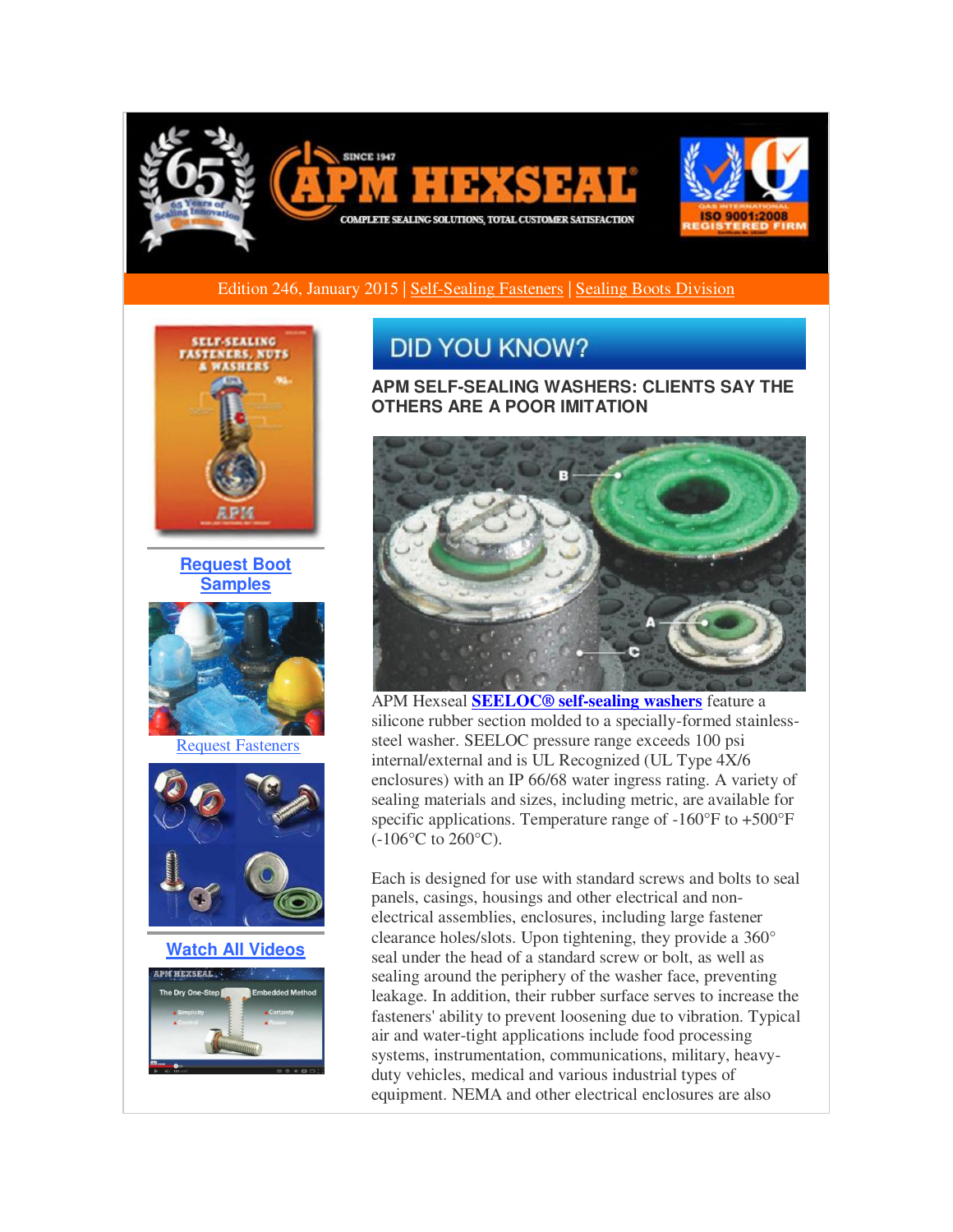Edition 246, January 2015 | Self-Sealing Fasteners | Sealing Boots Division

**Request Boot Samples**

Request Fasteners

**Watch All Videos**

# DID YOU KNOW?

## APM SELF-SEALING WASHERS: CLIENTS SAY THE OTHERS ARE A POOR IMITATION

APM Hexseal **SEELOC® self-sealing washers** feature a silicone rubber section molded to a specially-formed stainless-steel washer. SEELOC pressure range exceeds 100 psi internal/external and is UL Recognized (UL Type 4X/6 enclosures) with an IP 66/68 water ingress rating. A variety of sealing materials and sizes, including metric, are available for specific applications. Temperature range of -160°F to +500°F (-106°C to 260°C).

Each is designed for use with standard screws and bolts to seal panels, casings, housings and other electrical and non-electrical assemblies, enclosures, including large fastener clearance holes/slots. Upon tightening, they provide a 360° seal under the head of a standard screw or bolt, as well as sealing around the periphery of the washer face, preventing leakage. In addition, their rubber surface serves to increase the fasteners' ability to prevent loosening due to vibration. Typical air and water-tight applications include food processing systems, instrumentation, communications, military, heavy-duty vehicles, medical and various industrial types of equipment. NEMA and other electrical enclosures are also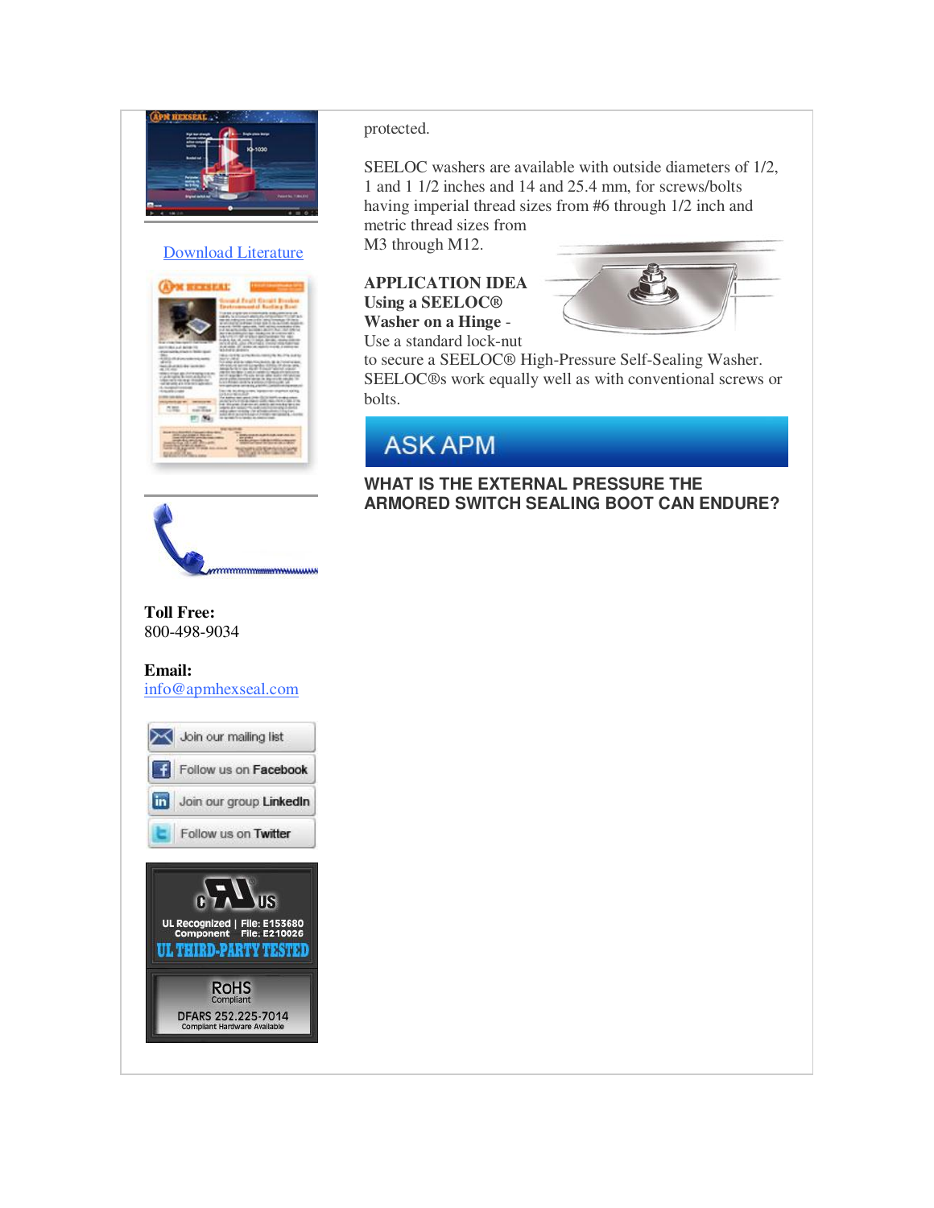[Download Literature]

**Toll Free:**
800-498-9034

**Email:**
info@apmhexseal.com

Join our mailing list

Follow us on Facebook

Join our group LinkedIn

Follow us on Twitter

UL Recognized Component | File: E153680 File: E210026

UL THIRD-PARTY TESTED

RoHS Compliant

DFARS 252.225-7014 Compliant Hardware Available

protected.

SEELOC washers are available with outside diameters of 1/2, 1 and 1 1/2 inches and 14 and 25.4 mm, for screws/bolts having imperial thread sizes from #6 through 1/2 inch and metric thread sizes from M3 through M12.

**APPLICATION IDEA Using a SEELOC® Washer on a Hinge** - Use a standard lock-nut to secure a SEELOC® High-Pressure Self-Sealing Washer. SEELOC®s work equally well as with conventional screws or bolts.

## ASK APM

**WHAT IS THE EXTERNAL PRESSURE THE ARMORED SWITCH SEALING BOOT CAN ENDURE?**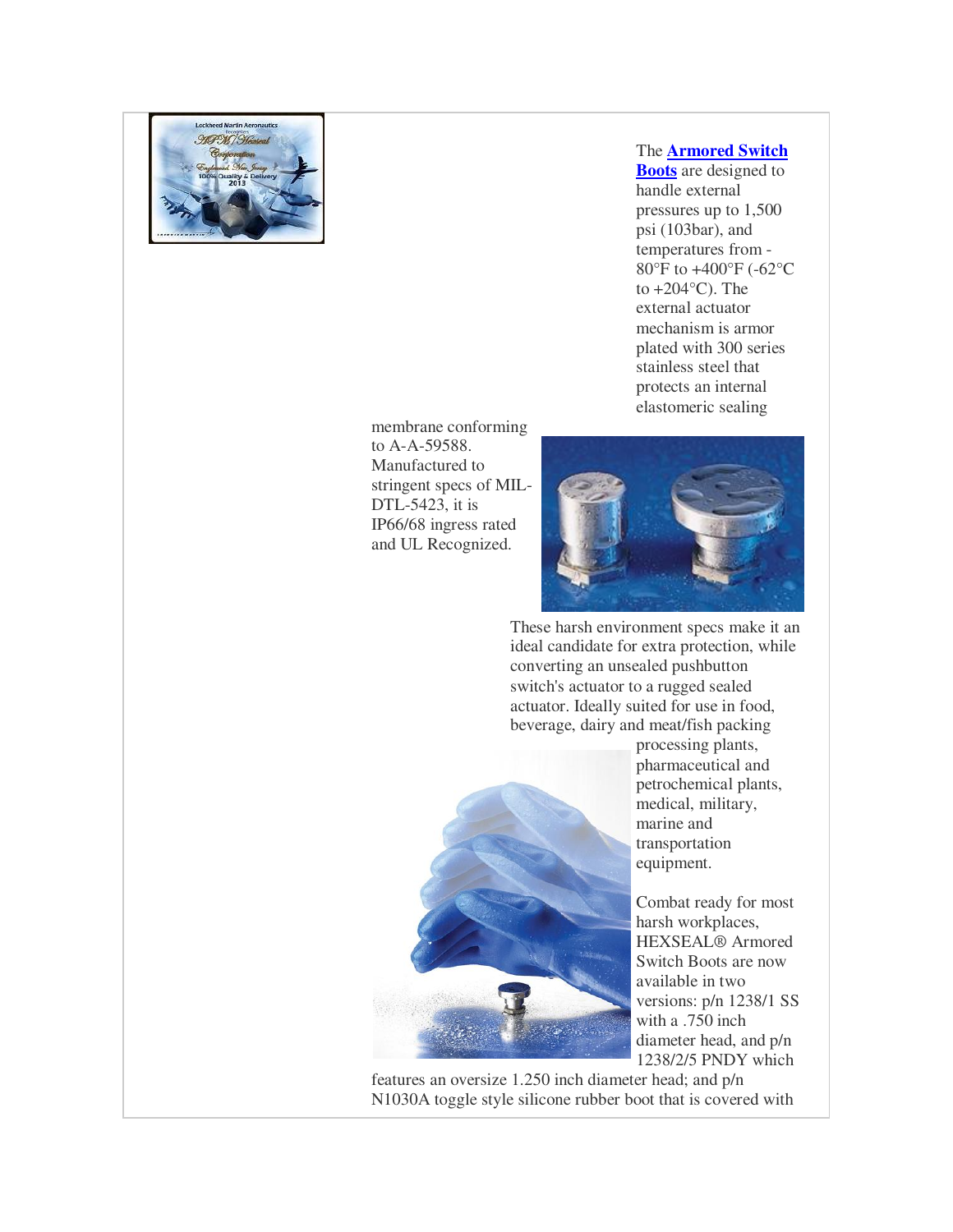The **Armored Switch Boots** are designed to handle external pressures up to 1,500 psi (103bar), and temperatures from -80°F to +400°F (-62°C to +204°C). The external actuator mechanism is armor plated with 300 series stainless steel that protects an internal elastomeric sealing membrane conforming to A-A-59588. Manufactured to stringent specs of MIL-DTL-5423, it is IP66/68 ingress rated and UL Recognized.

These harsh environment specs make it an ideal candidate for extra protection, while converting an unsealed pushbutton switch's actuator to a rugged sealed actuator. Ideally suited for use in food, beverage, dairy and meat/fish packing processing plants, pharmaceutical and petrochemical plants, medical, military, marine and transportation equipment.

Combat ready for most harsh workplaces, HEXSEAL® Armored Switch Boots are now available in two versions: p/n 1238/1 SS with a .750 inch diameter head, and p/n 1238/2/5 PNDY which features an oversize 1.250 inch diameter head; and p/n N1030A toggle style silicone rubber boot that is covered with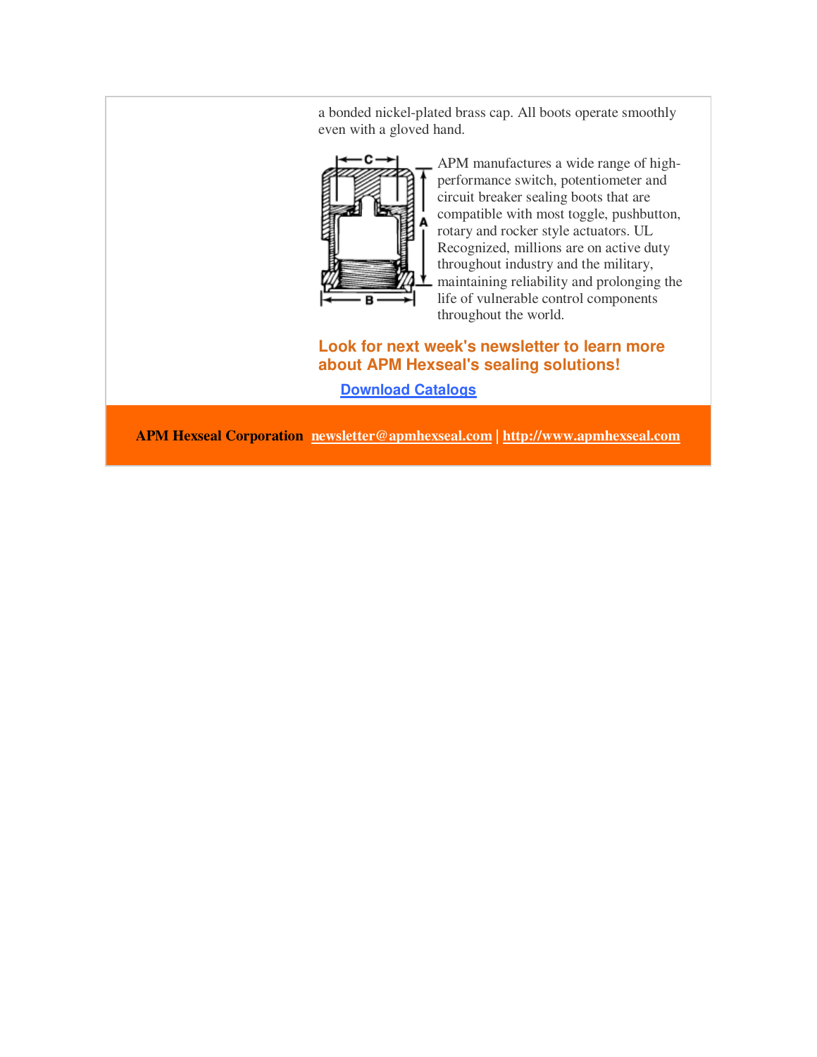a bonded nickel-plated brass cap. All boots operate smoothly even with a gloved hand.

C

A

B

APM manufactures a wide range of high-performance switch, potentiometer and circuit breaker sealing boots that are compatible with most toggle, pushbutton, rotary and rocker style actuators. UL Recognized, millions are on active duty throughout industry and the military, maintaining reliability and prolonging the life of vulnerable control components throughout the world.

**Look for next week's newsletter to learn more about APM Hexseal's sealing solutions!**

**Download Catalogs**

**APM Hexseal Corporation** **newsletter@apmhexseal.com** | **http://www.apmhexseal.com**